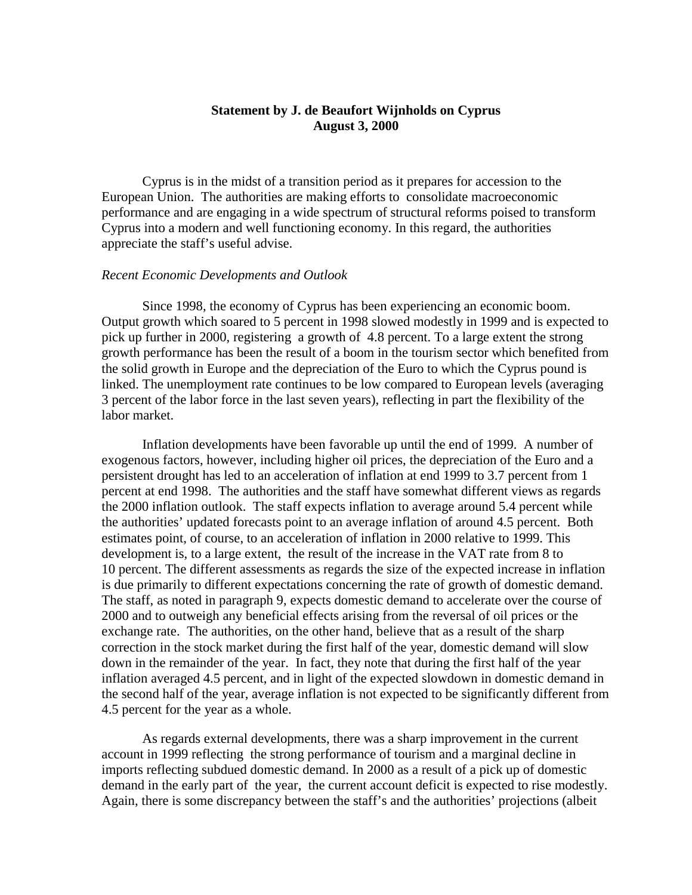**Statement by J. de Beaufort Wijnholds on Cyprus**
**August 3, 2000**

Cyprus is in the midst of a transition period as it prepares for accession to the European Union. The authorities are making efforts to consolidate macroeconomic performance and are engaging in a wide spectrum of structural reforms poised to transform Cyprus into a modern and well functioning economy. In this regard, the authorities appreciate the staff's useful advise.

*Recent Economic Developments and Outlook*

Since 1998, the economy of Cyprus has been experiencing an economic boom. Output growth which soared to 5 percent in 1998 slowed modestly in 1999 and is expected to pick up further in 2000, registering a growth of 4.8 percent. To a large extent the strong growth performance has been the result of a boom in the tourism sector which benefited from the solid growth in Europe and the depreciation of the Euro to which the Cyprus pound is linked. The unemployment rate continues to be low compared to European levels (averaging 3 percent of the labor force in the last seven years), reflecting in part the flexibility of the labor market.

Inflation developments have been favorable up until the end of 1999. A number of exogenous factors, however, including higher oil prices, the depreciation of the Euro and a persistent drought has led to an acceleration of inflation at end 1999 to 3.7 percent from 1 percent at end 1998. The authorities and the staff have somewhat different views as regards the 2000 inflation outlook. The staff expects inflation to average around 5.4 percent while the authorities' updated forecasts point to an average inflation of around 4.5 percent. Both estimates point, of course, to an acceleration of inflation in 2000 relative to 1999. This development is, to a large extent, the result of the increase in the VAT rate from 8 to 10 percent. The different assessments as regards the size of the expected increase in inflation is due primarily to different expectations concerning the rate of growth of domestic demand. The staff, as noted in paragraph 9, expects domestic demand to accelerate over the course of 2000 and to outweigh any beneficial effects arising from the reversal of oil prices or the exchange rate. The authorities, on the other hand, believe that as a result of the sharp correction in the stock market during the first half of the year, domestic demand will slow down in the remainder of the year. In fact, they note that during the first half of the year inflation averaged 4.5 percent, and in light of the expected slowdown in domestic demand in the second half of the year, average inflation is not expected to be significantly different from 4.5 percent for the year as a whole.

As regards external developments, there was a sharp improvement in the current account in 1999 reflecting the strong performance of tourism and a marginal decline in imports reflecting subdued domestic demand. In 2000 as a result of a pick up of domestic demand in the early part of the year, the current account deficit is expected to rise modestly. Again, there is some discrepancy between the staff's and the authorities' projections (albeit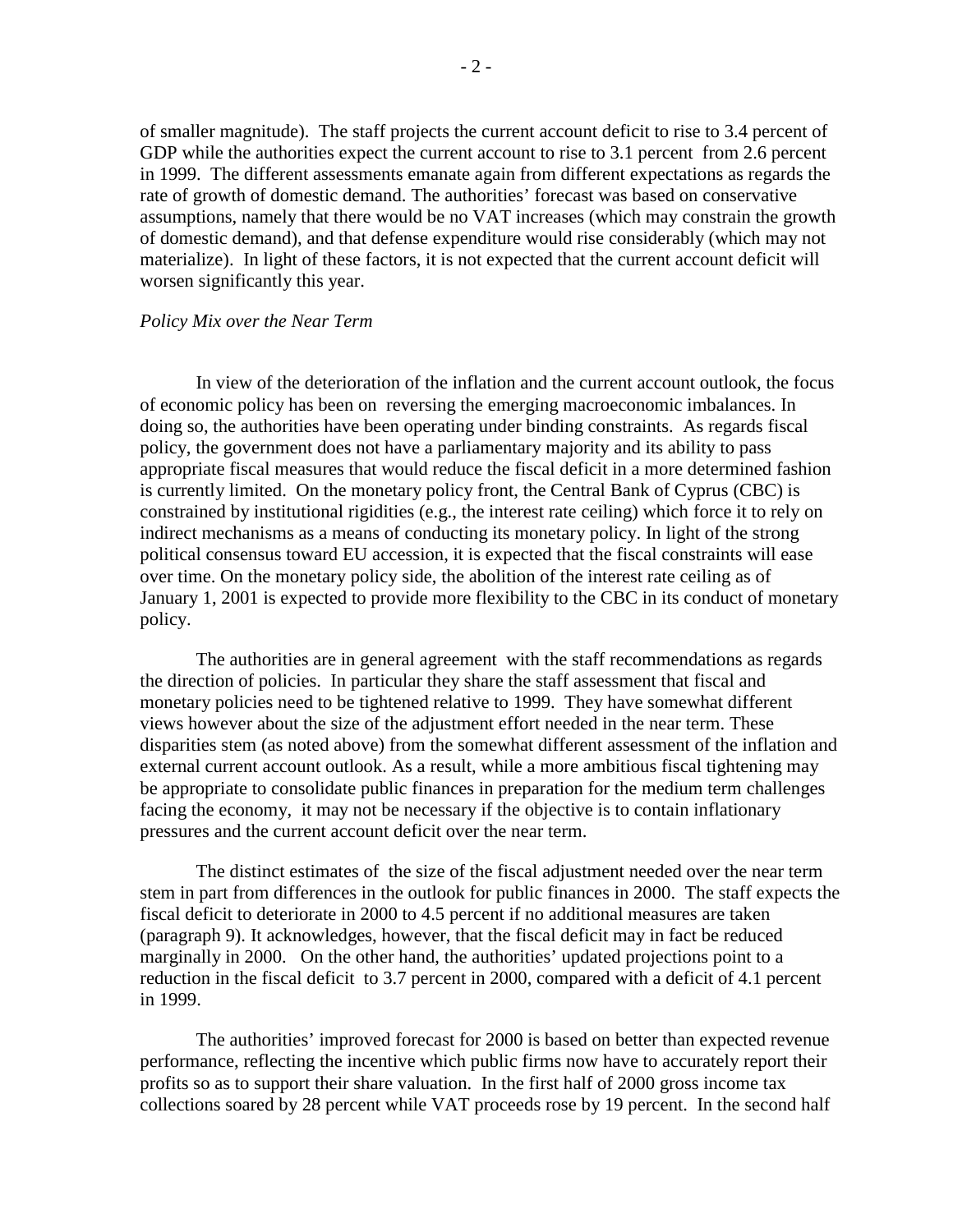of smaller magnitude). The staff projects the current account deficit to rise to 3.4 percent of GDP while the authorities expect the current account to rise to 3.1 percent from 2.6 percent in 1999. The different assessments emanate again from different expectations as regards the rate of growth of domestic demand. The authorities' forecast was based on conservative assumptions, namely that there would be no VAT increases (which may constrain the growth of domestic demand), and that defense expenditure would rise considerably (which may not materialize). In light of these factors, it is not expected that the current account deficit will worsen significantly this year.

*Policy Mix over the Near Term*

In view of the deterioration of the inflation and the current account outlook, the focus of economic policy has been on reversing the emerging macroeconomic imbalances. In doing so, the authorities have been operating under binding constraints. As regards fiscal policy, the government does not have a parliamentary majority and its ability to pass appropriate fiscal measures that would reduce the fiscal deficit in a more determined fashion is currently limited. On the monetary policy front, the Central Bank of Cyprus (CBC) is constrained by institutional rigidities (e.g., the interest rate ceiling) which force it to rely on indirect mechanisms as a means of conducting its monetary policy. In light of the strong political consensus toward EU accession, it is expected that the fiscal constraints will ease over time. On the monetary policy side, the abolition of the interest rate ceiling as of January 1, 2001 is expected to provide more flexibility to the CBC in its conduct of monetary policy.

The authorities are in general agreement with the staff recommendations as regards the direction of policies. In particular they share the staff assessment that fiscal and monetary policies need to be tightened relative to 1999. They have somewhat different views however about the size of the adjustment effort needed in the near term. These disparities stem (as noted above) from the somewhat different assessment of the inflation and external current account outlook. As a result, while a more ambitious fiscal tightening may be appropriate to consolidate public finances in preparation for the medium term challenges facing the economy, it may not be necessary if the objective is to contain inflationary pressures and the current account deficit over the near term.

The distinct estimates of the size of the fiscal adjustment needed over the near term stem in part from differences in the outlook for public finances in 2000. The staff expects the fiscal deficit to deteriorate in 2000 to 4.5 percent if no additional measures are taken (paragraph 9). It acknowledges, however, that the fiscal deficit may in fact be reduced marginally in 2000. On the other hand, the authorities' updated projections point to a reduction in the fiscal deficit to 3.7 percent in 2000, compared with a deficit of 4.1 percent in 1999.

The authorities' improved forecast for 2000 is based on better than expected revenue performance, reflecting the incentive which public firms now have to accurately report their profits so as to support their share valuation. In the first half of 2000 gross income tax collections soared by 28 percent while VAT proceeds rose by 19 percent. In the second half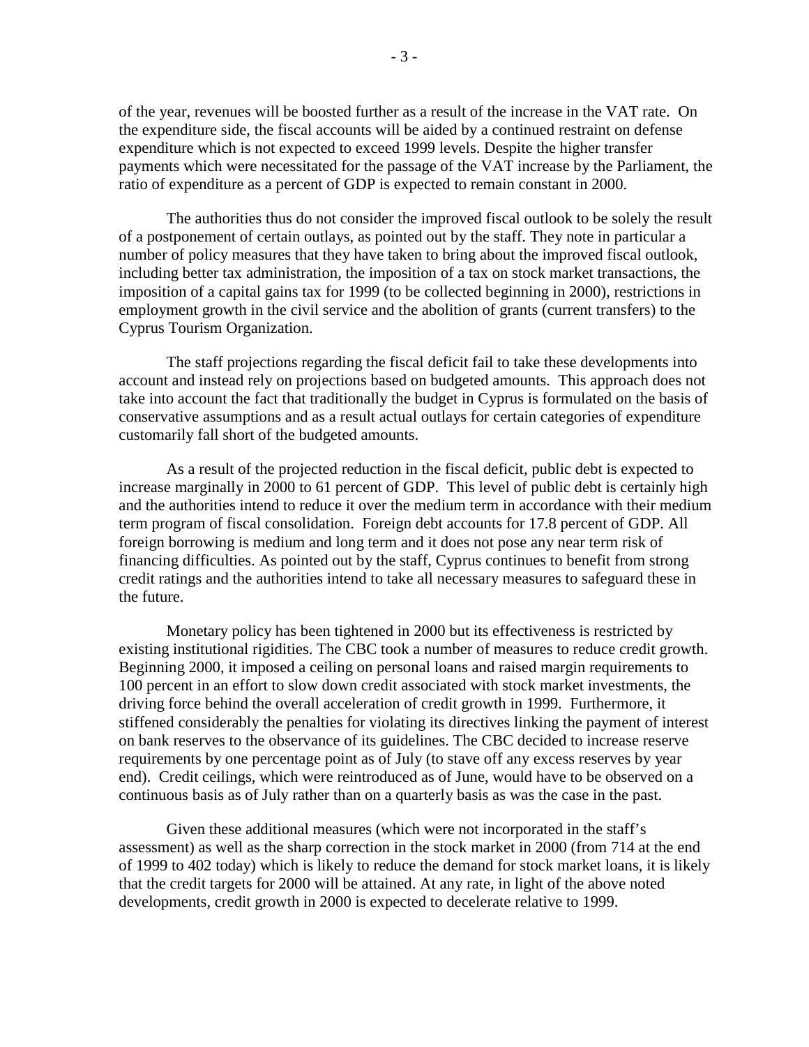of the year, revenues will be boosted further as a result of the increase in the VAT rate. On the expenditure side, the fiscal accounts will be aided by a continued restraint on defense expenditure which is not expected to exceed 1999 levels. Despite the higher transfer payments which were necessitated for the passage of the VAT increase by the Parliament, the ratio of expenditure as a percent of GDP is expected to remain constant in 2000.

The authorities thus do not consider the improved fiscal outlook to be solely the result of a postponement of certain outlays, as pointed out by the staff. They note in particular a number of policy measures that they have taken to bring about the improved fiscal outlook, including better tax administration, the imposition of a tax on stock market transactions, the imposition of a capital gains tax for 1999 (to be collected beginning in 2000), restrictions in employment growth in the civil service and the abolition of grants (current transfers) to the Cyprus Tourism Organization.

The staff projections regarding the fiscal deficit fail to take these developments into account and instead rely on projections based on budgeted amounts. This approach does not take into account the fact that traditionally the budget in Cyprus is formulated on the basis of conservative assumptions and as a result actual outlays for certain categories of expenditure customarily fall short of the budgeted amounts.

As a result of the projected reduction in the fiscal deficit, public debt is expected to increase marginally in 2000 to 61 percent of GDP. This level of public debt is certainly high and the authorities intend to reduce it over the medium term in accordance with their medium term program of fiscal consolidation. Foreign debt accounts for 17.8 percent of GDP. All foreign borrowing is medium and long term and it does not pose any near term risk of financing difficulties. As pointed out by the staff, Cyprus continues to benefit from strong credit ratings and the authorities intend to take all necessary measures to safeguard these in the future.

Monetary policy has been tightened in 2000 but its effectiveness is restricted by existing institutional rigidities. The CBC took a number of measures to reduce credit growth. Beginning 2000, it imposed a ceiling on personal loans and raised margin requirements to 100 percent in an effort to slow down credit associated with stock market investments, the driving force behind the overall acceleration of credit growth in 1999. Furthermore, it stiffened considerably the penalties for violating its directives linking the payment of interest on bank reserves to the observance of its guidelines. The CBC decided to increase reserve requirements by one percentage point as of July (to stave off any excess reserves by year end). Credit ceilings, which were reintroduced as of June, would have to be observed on a continuous basis as of July rather than on a quarterly basis as was the case in the past.

Given these additional measures (which were not incorporated in the staff's assessment) as well as the sharp correction in the stock market in 2000 (from 714 at the end of 1999 to 402 today) which is likely to reduce the demand for stock market loans, it is likely that the credit targets for 2000 will be attained. At any rate, in light of the above noted developments, credit growth in 2000 is expected to decelerate relative to 1999.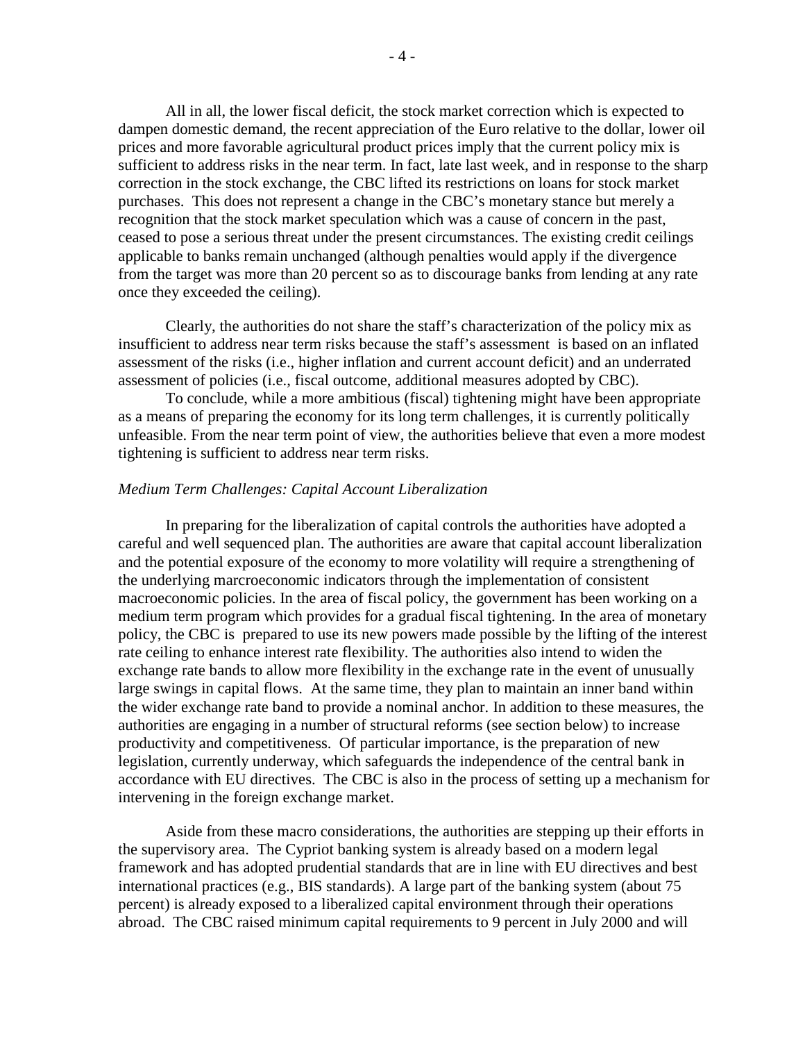All in all, the lower fiscal deficit, the stock market correction which is expected to dampen domestic demand, the recent appreciation of the Euro relative to the dollar, lower oil prices and more favorable agricultural product prices imply that the current policy mix is sufficient to address risks in the near term. In fact, late last week, and in response to the sharp correction in the stock exchange, the CBC lifted its restrictions on loans for stock market purchases. This does not represent a change in the CBC's monetary stance but merely a recognition that the stock market speculation which was a cause of concern in the past, ceased to pose a serious threat under the present circumstances. The existing credit ceilings applicable to banks remain unchanged (although penalties would apply if the divergence from the target was more than 20 percent so as to discourage banks from lending at any rate once they exceeded the ceiling).

Clearly, the authorities do not share the staff's characterization of the policy mix as insufficient to address near term risks because the staff's assessment is based on an inflated assessment of the risks (i.e., higher inflation and current account deficit) and an underrated assessment of policies (i.e., fiscal outcome, additional measures adopted by CBC).

To conclude, while a more ambitious (fiscal) tightening might have been appropriate as a means of preparing the economy for its long term challenges, it is currently politically unfeasible. From the near term point of view, the authorities believe that even a more modest tightening is sufficient to address near term risks.

*Medium Term Challenges: Capital Account Liberalization*

In preparing for the liberalization of capital controls the authorities have adopted a careful and well sequenced plan. The authorities are aware that capital account liberalization and the potential exposure of the economy to more volatility will require a strengthening of the underlying marcroeconomic indicators through the implementation of consistent macroeconomic policies. In the area of fiscal policy, the government has been working on a medium term program which provides for a gradual fiscal tightening. In the area of monetary policy, the CBC is prepared to use its new powers made possible by the lifting of the interest rate ceiling to enhance interest rate flexibility. The authorities also intend to widen the exchange rate bands to allow more flexibility in the exchange rate in the event of unusually large swings in capital flows. At the same time, they plan to maintain an inner band within the wider exchange rate band to provide a nominal anchor. In addition to these measures, the authorities are engaging in a number of structural reforms (see section below) to increase productivity and competitiveness. Of particular importance, is the preparation of new legislation, currently underway, which safeguards the independence of the central bank in accordance with EU directives. The CBC is also in the process of setting up a mechanism for intervening in the foreign exchange market.

Aside from these macro considerations, the authorities are stepping up their efforts in the supervisory area. The Cypriot banking system is already based on a modern legal framework and has adopted prudential standards that are in line with EU directives and best international practices (e.g., BIS standards). A large part of the banking system (about 75 percent) is already exposed to a liberalized capital environment through their operations abroad. The CBC raised minimum capital requirements to 9 percent in July 2000 and will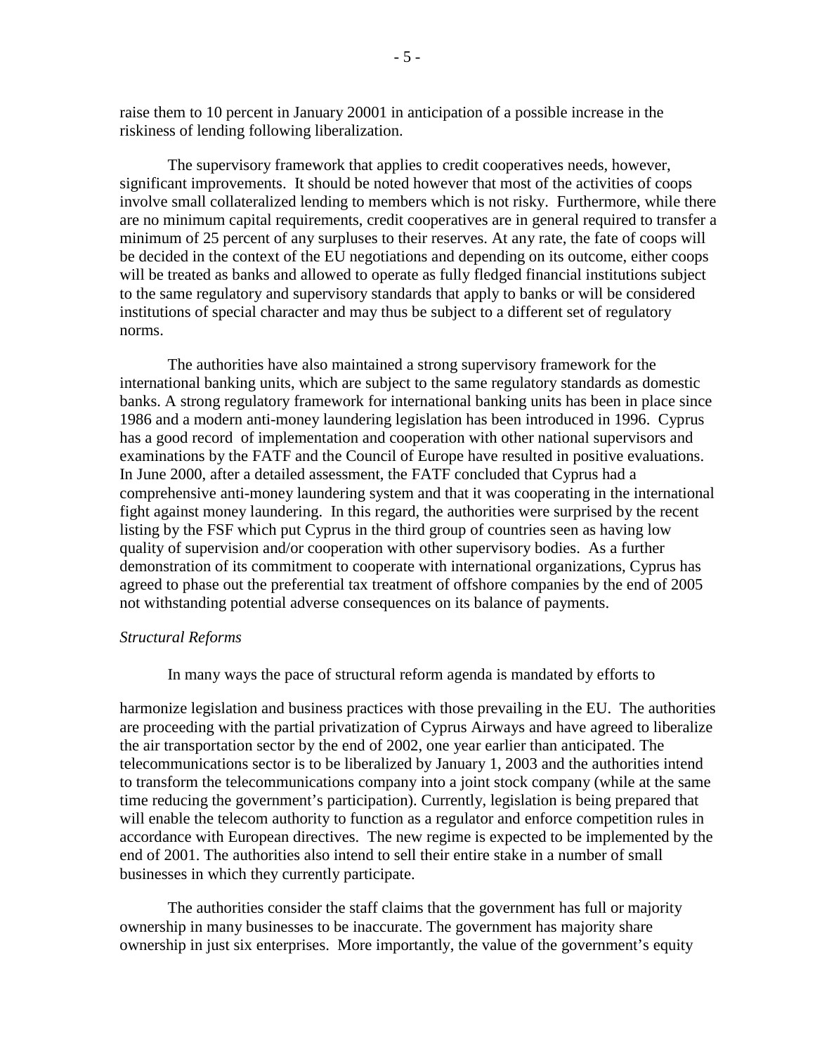raise them to 10 percent in January 20001 in anticipation of a possible increase in the riskiness of lending following liberalization.

The supervisory framework that applies to credit cooperatives needs, however, significant improvements. It should be noted however that most of the activities of coops involve small collateralized lending to members which is not risky. Furthermore, while there are no minimum capital requirements, credit cooperatives are in general required to transfer a minimum of 25 percent of any surpluses to their reserves. At any rate, the fate of coops will be decided in the context of the EU negotiations and depending on its outcome, either coops will be treated as banks and allowed to operate as fully fledged financial institutions subject to the same regulatory and supervisory standards that apply to banks or will be considered institutions of special character and may thus be subject to a different set of regulatory norms.

The authorities have also maintained a strong supervisory framework for the international banking units, which are subject to the same regulatory standards as domestic banks. A strong regulatory framework for international banking units has been in place since 1986 and a modern anti-money laundering legislation has been introduced in 1996. Cyprus has a good record of implementation and cooperation with other national supervisors and examinations by the FATF and the Council of Europe have resulted in positive evaluations. In June 2000, after a detailed assessment, the FATF concluded that Cyprus had a comprehensive anti-money laundering system and that it was cooperating in the international fight against money laundering. In this regard, the authorities were surprised by the recent listing by the FSF which put Cyprus in the third group of countries seen as having low quality of supervision and/or cooperation with other supervisory bodies. As a further demonstration of its commitment to cooperate with international organizations, Cyprus has agreed to phase out the preferential tax treatment of offshore companies by the end of 2005 not withstanding potential adverse consequences on its balance of payments.

*Structural Reforms*

In many ways the pace of structural reform agenda is mandated by efforts to harmonize legislation and business practices with those prevailing in the EU. The authorities are proceeding with the partial privatization of Cyprus Airways and have agreed to liberalize the air transportation sector by the end of 2002, one year earlier than anticipated. The telecommunications sector is to be liberalized by January 1, 2003 and the authorities intend to transform the telecommunications company into a joint stock company (while at the same time reducing the government's participation). Currently, legislation is being prepared that will enable the telecom authority to function as a regulator and enforce competition rules in accordance with European directives. The new regime is expected to be implemented by the end of 2001. The authorities also intend to sell their entire stake in a number of small businesses in which they currently participate.

The authorities consider the staff claims that the government has full or majority ownership in many businesses to be inaccurate. The government has majority share ownership in just six enterprises. More importantly, the value of the government's equity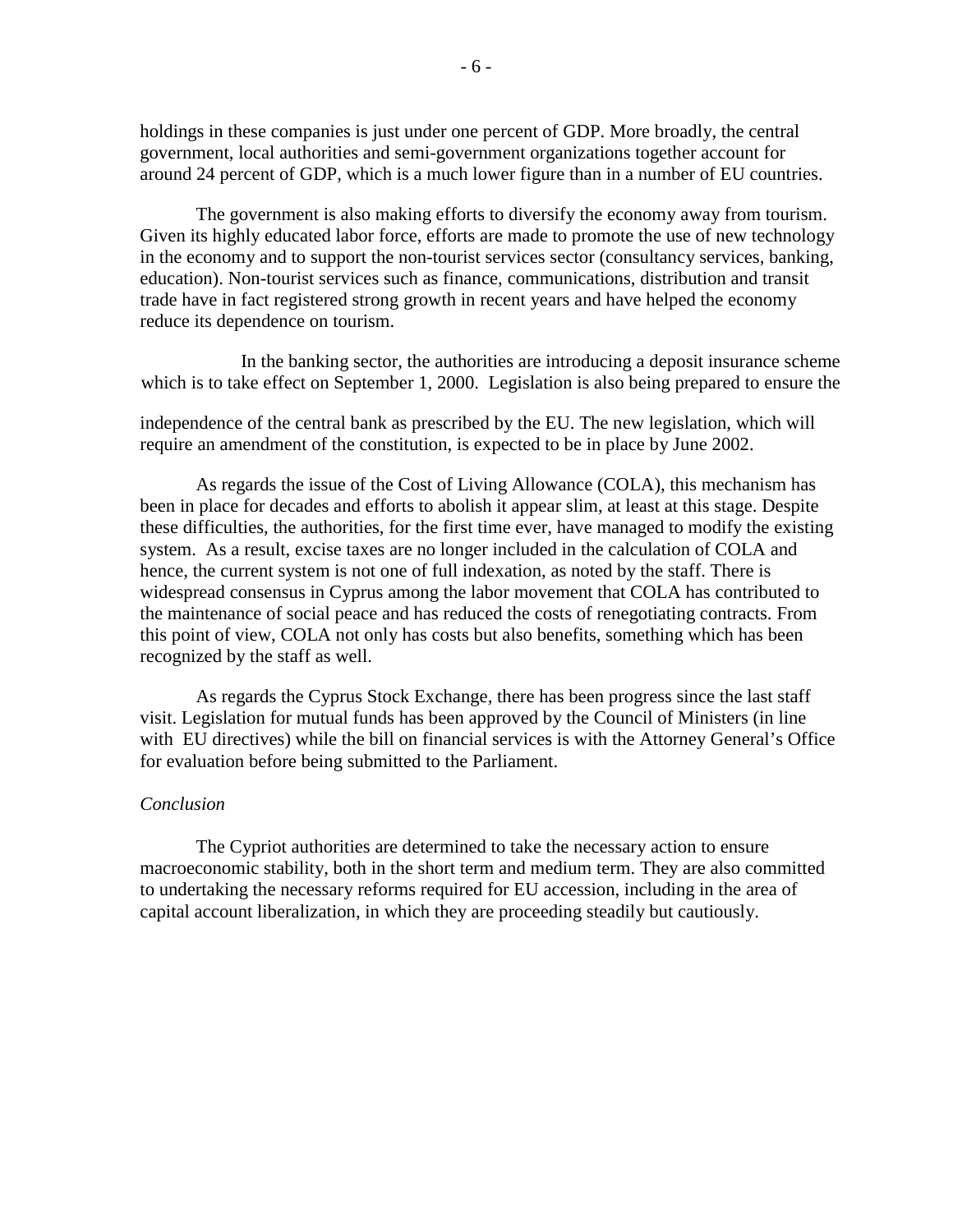holdings in these companies is just under one percent of GDP. More broadly, the central government, local authorities and semi-government organizations together account for around 24 percent of GDP, which is a much lower figure than in a number of EU countries.

The government is also making efforts to diversify the economy away from tourism. Given its highly educated labor force, efforts are made to promote the use of new technology in the economy and to support the non-tourist services sector (consultancy services, banking, education). Non-tourist services such as finance, communications, distribution and transit trade have in fact registered strong growth in recent years and have helped the economy reduce its dependence on tourism.

In the banking sector, the authorities are introducing a deposit insurance scheme which is to take effect on September 1, 2000. Legislation is also being prepared to ensure the independence of the central bank as prescribed by the EU. The new legislation, which will require an amendment of the constitution, is expected to be in place by June 2002.

As regards the issue of the Cost of Living Allowance (COLA), this mechanism has been in place for decades and efforts to abolish it appear slim, at least at this stage. Despite these difficulties, the authorities, for the first time ever, have managed to modify the existing system. As a result, excise taxes are no longer included in the calculation of COLA and hence, the current system is not one of full indexation, as noted by the staff. There is widespread consensus in Cyprus among the labor movement that COLA has contributed to the maintenance of social peace and has reduced the costs of renegotiating contracts. From this point of view, COLA not only has costs but also benefits, something which has been recognized by the staff as well.

As regards the Cyprus Stock Exchange, there has been progress since the last staff visit. Legislation for mutual funds has been approved by the Council of Ministers (in line with EU directives) while the bill on financial services is with the Attorney General's Office for evaluation before being submitted to the Parliament.

*Conclusion*

The Cypriot authorities are determined to take the necessary action to ensure macroeconomic stability, both in the short term and medium term. They are also committed to undertaking the necessary reforms required for EU accession, including in the area of capital account liberalization, in which they are proceeding steadily but cautiously.